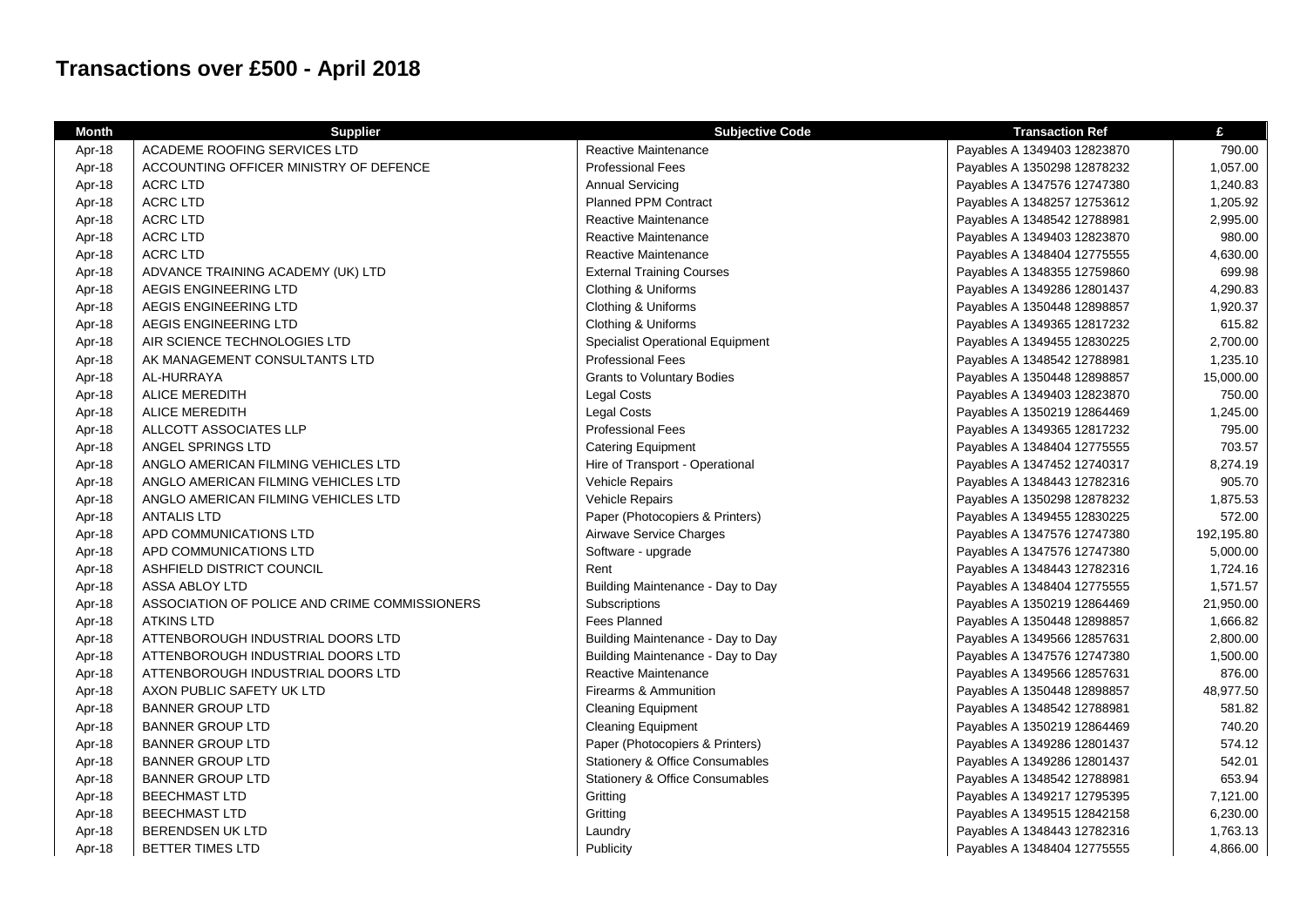# Transactions over £500 - April 2018

| Month | Supplier | Subjective Code | Transaction Ref | £ |
|---|---|---|---|---|
| Apr-18 | ACADEME ROOFING SERVICES LTD | Reactive Maintenance | Payables A 1349403 12823870 | 790.00 |
| Apr-18 | ACCOUNTING OFFICER MINISTRY OF DEFENCE | Professional Fees | Payables A 1350298 12878232 | 1,057.00 |
| Apr-18 | ACRC LTD | Annual Servicing | Payables A 1347576 12747380 | 1,240.83 |
| Apr-18 | ACRC LTD | Planned PPM Contract | Payables A 1348257 12753612 | 1,205.92 |
| Apr-18 | ACRC LTD | Reactive Maintenance | Payables A 1348542 12788981 | 2,995.00 |
| Apr-18 | ACRC LTD | Reactive Maintenance | Payables A 1349403 12823870 | 980.00 |
| Apr-18 | ACRC LTD | Reactive Maintenance | Payables A 1348404 12775555 | 4,630.00 |
| Apr-18 | ADVANCE TRAINING ACADEMY (UK) LTD | External Training Courses | Payables A 1348355 12759860 | 699.98 |
| Apr-18 | AEGIS ENGINEERING LTD | Clothing & Uniforms | Payables A 1349286 12801437 | 4,290.83 |
| Apr-18 | AEGIS ENGINEERING LTD | Clothing & Uniforms | Payables A 1350448 12898857 | 1,920.37 |
| Apr-18 | AEGIS ENGINEERING LTD | Clothing & Uniforms | Payables A 1349365 12817232 | 615.82 |
| Apr-18 | AIR SCIENCE TECHNOLOGIES LTD | Specialist Operational Equipment | Payables A 1349455 12830225 | 2,700.00 |
| Apr-18 | AK MANAGEMENT CONSULTANTS LTD | Professional Fees | Payables A 1348542 12788981 | 1,235.10 |
| Apr-18 | AL-HURRAYA | Grants to Voluntary Bodies | Payables A 1350448 12898857 | 15,000.00 |
| Apr-18 | ALICE MEREDITH | Legal Costs | Payables A 1349403 12823870 | 750.00 |
| Apr-18 | ALICE MEREDITH | Legal Costs | Payables A 1350219 12864469 | 1,245.00 |
| Apr-18 | ALLCOTT ASSOCIATES LLP | Professional Fees | Payables A 1349365 12817232 | 795.00 |
| Apr-18 | ANGEL SPRINGS LTD | Catering Equipment | Payables A 1348404 12775555 | 703.57 |
| Apr-18 | ANGLO AMERICAN FILMING VEHICLES LTD | Hire of Transport - Operational | Payables A 1347452 12740317 | 8,274.19 |
| Apr-18 | ANGLO AMERICAN FILMING VEHICLES LTD | Vehicle Repairs | Payables A 1348443 12782316 | 905.70 |
| Apr-18 | ANGLO AMERICAN FILMING VEHICLES LTD | Vehicle Repairs | Payables A 1350298 12878232 | 1,875.53 |
| Apr-18 | ANTALIS LTD | Paper (Photocopiers & Printers) | Payables A 1349455 12830225 | 572.00 |
| Apr-18 | APD COMMUNICATIONS LTD | Airwave Service Charges | Payables A 1347576 12747380 | 192,195.80 |
| Apr-18 | APD COMMUNICATIONS LTD | Software - upgrade | Payables A 1347576 12747380 | 5,000.00 |
| Apr-18 | ASHFIELD DISTRICT COUNCIL | Rent | Payables A 1348443 12782316 | 1,724.16 |
| Apr-18 | ASSA ABLOY LTD | Building Maintenance - Day to Day | Payables A 1348404 12775555 | 1,571.57 |
| Apr-18 | ASSOCIATION OF POLICE AND CRIME COMMISSIONERS | Subscriptions | Payables A 1350219 12864469 | 21,950.00 |
| Apr-18 | ATKINS LTD | Fees Planned | Payables A 1350448 12898857 | 1,666.82 |
| Apr-18 | ATTENBOROUGH INDUSTRIAL DOORS LTD | Building Maintenance - Day to Day | Payables A 1349566 12857631 | 2,800.00 |
| Apr-18 | ATTENBOROUGH INDUSTRIAL DOORS LTD | Building Maintenance - Day to Day | Payables A 1347576 12747380 | 1,500.00 |
| Apr-18 | ATTENBOROUGH INDUSTRIAL DOORS LTD | Reactive Maintenance | Payables A 1349566 12857631 | 876.00 |
| Apr-18 | AXON PUBLIC SAFETY UK LTD | Firearms & Ammunition | Payables A 1350448 12898857 | 48,977.50 |
| Apr-18 | BANNER GROUP LTD | Cleaning Equipment | Payables A 1348542 12788981 | 581.82 |
| Apr-18 | BANNER GROUP LTD | Cleaning Equipment | Payables A 1350219 12864469 | 740.20 |
| Apr-18 | BANNER GROUP LTD | Paper (Photocopiers & Printers) | Payables A 1349286 12801437 | 574.12 |
| Apr-18 | BANNER GROUP LTD | Stationery & Office Consumables | Payables A 1349286 12801437 | 542.01 |
| Apr-18 | BANNER GROUP LTD | Stationery & Office Consumables | Payables A 1348542 12788981 | 653.94 |
| Apr-18 | BEECHMAST LTD | Gritting | Payables A 1349217 12795395 | 7,121.00 |
| Apr-18 | BEECHMAST LTD | Gritting | Payables A 1349515 12842158 | 6,230.00 |
| Apr-18 | BERENDSEN UK LTD | Laundry | Payables A 1348443 12782316 | 1,763.13 |
| Apr-18 | BETTER TIMES LTD | Publicity | Payables A 1348404 12775555 | 4,866.00 |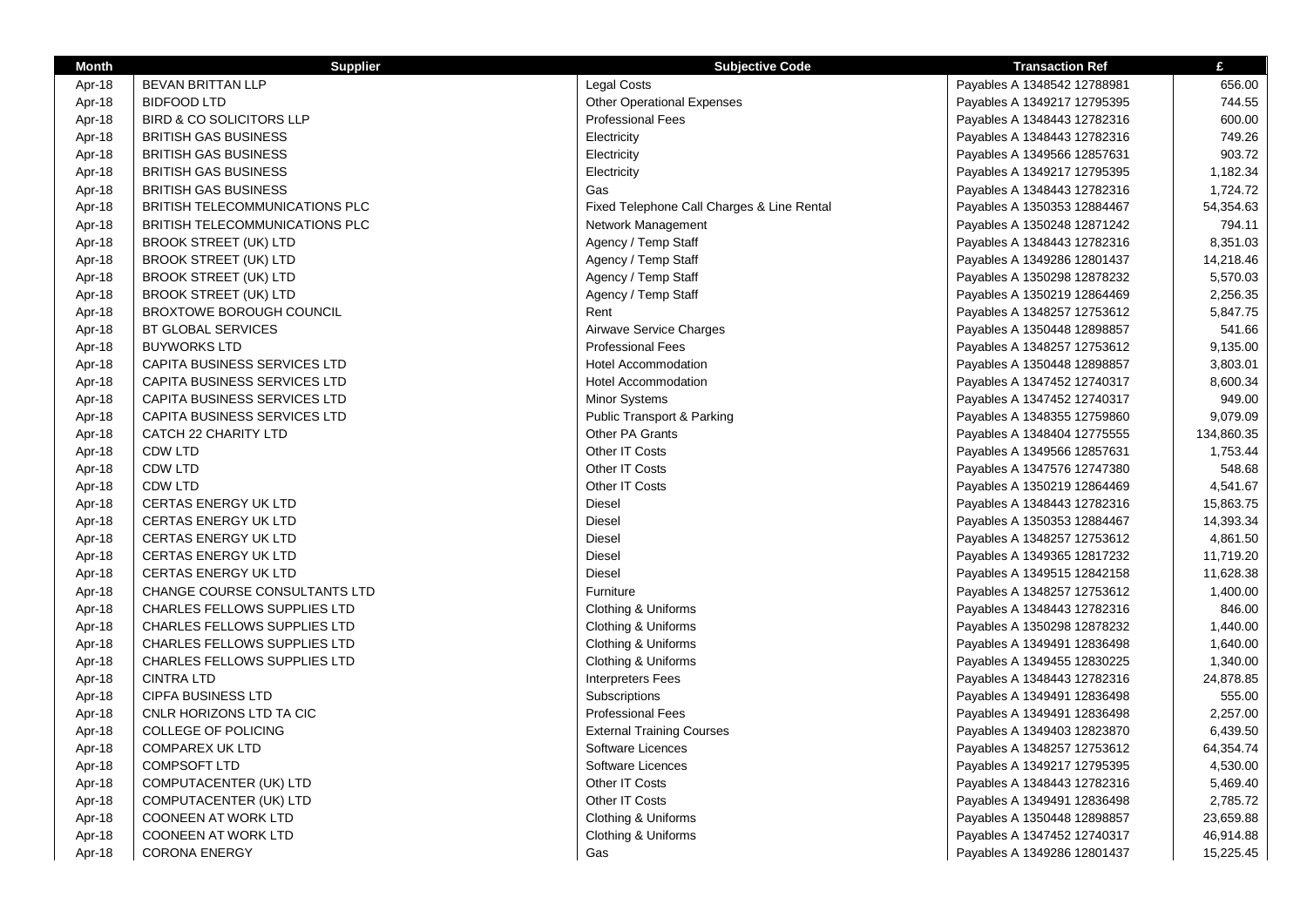| Month | Supplier | Subjective Code | Transaction Ref | £ |
|---|---|---|---|---|
| Apr-18 | BEVAN BRITTAN LLP | Legal Costs | Payables A 1348542 12788981 | 656.00 |
| Apr-18 | BIDFOOD LTD | Other Operational Expenses | Payables A 1349217 12795395 | 744.55 |
| Apr-18 | BIRD & CO SOLICITORS LLP | Professional Fees | Payables A 1348443 12782316 | 600.00 |
| Apr-18 | BRITISH GAS BUSINESS | Electricity | Payables A 1348443 12782316 | 749.26 |
| Apr-18 | BRITISH GAS BUSINESS | Electricity | Payables A 1349566 12857631 | 903.72 |
| Apr-18 | BRITISH GAS BUSINESS | Electricity | Payables A 1349217 12795395 | 1,182.34 |
| Apr-18 | BRITISH GAS BUSINESS | Gas | Payables A 1348443 12782316 | 1,724.72 |
| Apr-18 | BRITISH TELECOMMUNICATIONS PLC | Fixed Telephone Call Charges & Line Rental | Payables A 1350353 12884467 | 54,354.63 |
| Apr-18 | BRITISH TELECOMMUNICATIONS PLC | Network Management | Payables A 1350248 12871242 | 794.11 |
| Apr-18 | BROOK STREET (UK) LTD | Agency / Temp Staff | Payables A 1348443 12782316 | 8,351.03 |
| Apr-18 | BROOK STREET (UK) LTD | Agency / Temp Staff | Payables A 1349286 12801437 | 14,218.46 |
| Apr-18 | BROOK STREET (UK) LTD | Agency / Temp Staff | Payables A 1350298 12878232 | 5,570.03 |
| Apr-18 | BROOK STREET (UK) LTD | Agency / Temp Staff | Payables A 1350219 12864469 | 2,256.35 |
| Apr-18 | BROXTOWE BOROUGH COUNCIL | Rent | Payables A 1348257 12753612 | 5,847.75 |
| Apr-18 | BT GLOBAL SERVICES | Airwave Service Charges | Payables A 1350448 12898857 | 541.66 |
| Apr-18 | BUYWORKS LTD | Professional Fees | Payables A 1348257 12753612 | 9,135.00 |
| Apr-18 | CAPITA BUSINESS SERVICES LTD | Hotel Accommodation | Payables A 1350448 12898857 | 3,803.01 |
| Apr-18 | CAPITA BUSINESS SERVICES LTD | Hotel Accommodation | Payables A 1347452 12740317 | 8,600.34 |
| Apr-18 | CAPITA BUSINESS SERVICES LTD | Minor Systems | Payables A 1347452 12740317 | 949.00 |
| Apr-18 | CAPITA BUSINESS SERVICES LTD | Public Transport & Parking | Payables A 1348355 12759860 | 9,079.09 |
| Apr-18 | CATCH 22 CHARITY LTD | Other PA Grants | Payables A 1348404 12775555 | 134,860.35 |
| Apr-18 | CDW LTD | Other IT Costs | Payables A 1349566 12857631 | 1,753.44 |
| Apr-18 | CDW LTD | Other IT Costs | Payables A 1347576 12747380 | 548.68 |
| Apr-18 | CDW LTD | Other IT Costs | Payables A 1350219 12864469 | 4,541.67 |
| Apr-18 | CERTAS ENERGY UK LTD | Diesel | Payables A 1348443 12782316 | 15,863.75 |
| Apr-18 | CERTAS ENERGY UK LTD | Diesel | Payables A 1350353 12884467 | 14,393.34 |
| Apr-18 | CERTAS ENERGY UK LTD | Diesel | Payables A 1348257 12753612 | 4,861.50 |
| Apr-18 | CERTAS ENERGY UK LTD | Diesel | Payables A 1349365 12817232 | 11,719.20 |
| Apr-18 | CERTAS ENERGY UK LTD | Diesel | Payables A 1349515 12842158 | 11,628.38 |
| Apr-18 | CHANGE COURSE CONSULTANTS LTD | Furniture | Payables A 1348257 12753612 | 1,400.00 |
| Apr-18 | CHARLES FELLOWS SUPPLIES LTD | Clothing & Uniforms | Payables A 1348443 12782316 | 846.00 |
| Apr-18 | CHARLES FELLOWS SUPPLIES LTD | Clothing & Uniforms | Payables A 1350298 12878232 | 1,440.00 |
| Apr-18 | CHARLES FELLOWS SUPPLIES LTD | Clothing & Uniforms | Payables A 1349491 12836498 | 1,640.00 |
| Apr-18 | CHARLES FELLOWS SUPPLIES LTD | Clothing & Uniforms | Payables A 1349455 12830225 | 1,340.00 |
| Apr-18 | CINTRA LTD | Interpreters Fees | Payables A 1348443 12782316 | 24,878.85 |
| Apr-18 | CIPFA BUSINESS LTD | Subscriptions | Payables A 1349491 12836498 | 555.00 |
| Apr-18 | CNLR HORIZONS LTD TA CIC | Professional Fees | Payables A 1349491 12836498 | 2,257.00 |
| Apr-18 | COLLEGE OF POLICING | External Training Courses | Payables A 1349403 12823870 | 6,439.50 |
| Apr-18 | COMPAREX UK LTD | Software Licences | Payables A 1348257 12753612 | 64,354.74 |
| Apr-18 | COMPSOFT LTD | Software Licences | Payables A 1349217 12795395 | 4,530.00 |
| Apr-18 | COMPUTACENTER (UK) LTD | Other IT Costs | Payables A 1348443 12782316 | 5,469.40 |
| Apr-18 | COMPUTACENTER (UK) LTD | Other IT Costs | Payables A 1349491 12836498 | 2,785.72 |
| Apr-18 | COONEEN AT WORK LTD | Clothing & Uniforms | Payables A 1350448 12898857 | 23,659.88 |
| Apr-18 | COONEEN AT WORK LTD | Clothing & Uniforms | Payables A 1347452 12740317 | 46,914.88 |
| Apr-18 | CORONA ENERGY | Gas | Payables A 1349286 12801437 | 15,225.45 |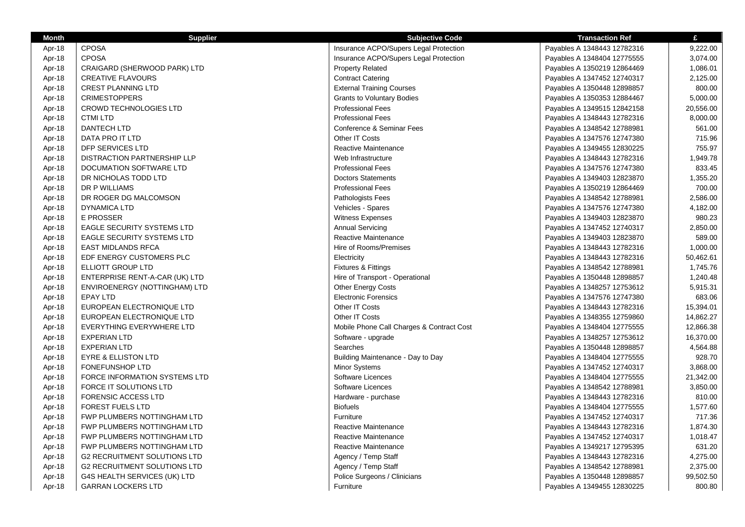| Month | Supplier | Subjective Code | Transaction Ref | £ |
|---|---|---|---|---|
| Apr-18 | CPOSA | Insurance ACPO/Supers Legal Protection | Payables A 1348443 12782316 | 9,222.00 |
| Apr-18 | CPOSA | Insurance ACPO/Supers Legal Protection | Payables A 1348404 12775555 | 3,074.00 |
| Apr-18 | CRAIGARD (SHERWOOD PARK) LTD | Property Related | Payables A 1350219 12864469 | 1,086.01 |
| Apr-18 | CREATIVE FLAVOURS | Contract Catering | Payables A 1347452 12740317 | 2,125.00 |
| Apr-18 | CREST PLANNING LTD | External Training Courses | Payables A 1350448 12898857 | 800.00 |
| Apr-18 | CRIMESTOPPERS | Grants to Voluntary Bodies | Payables A 1350353 12884467 | 5,000.00 |
| Apr-18 | CROWD TECHNOLOGIES LTD | Professional Fees | Payables A 1349515 12842158 | 20,556.00 |
| Apr-18 | CTMI LTD | Professional Fees | Payables A 1348443 12782316 | 8,000.00 |
| Apr-18 | DANTECH LTD | Conference & Seminar Fees | Payables A 1348542 12788981 | 561.00 |
| Apr-18 | DATA PRO IT LTD | Other IT Costs | Payables A 1347576 12747380 | 715.96 |
| Apr-18 | DFP SERVICES LTD | Reactive Maintenance | Payables A 1349455 12830225 | 755.97 |
| Apr-18 | DISTRACTION PARTNERSHIP LLP | Web Infrastructure | Payables A 1348443 12782316 | 1,949.78 |
| Apr-18 | DOCUMATION SOFTWARE LTD | Professional Fees | Payables A 1347576 12747380 | 833.45 |
| Apr-18 | DR NICHOLAS TODD LTD | Doctors Statements | Payables A 1349403 12823870 | 1,355.20 |
| Apr-18 | DR P WILLIAMS | Professional Fees | Payables A 1350219 12864469 | 700.00 |
| Apr-18 | DR ROGER DG MALCOMSON | Pathologists Fees | Payables A 1348542 12788981 | 2,586.00 |
| Apr-18 | DYNAMICA LTD | Vehicles - Spares | Payables A 1347576 12747380 | 4,182.00 |
| Apr-18 | E PROSSER | Witness Expenses | Payables A 1349403 12823870 | 980.23 |
| Apr-18 | EAGLE SECURITY SYSTEMS LTD | Annual Servicing | Payables A 1347452 12740317 | 2,850.00 |
| Apr-18 | EAGLE SECURITY SYSTEMS LTD | Reactive Maintenance | Payables A 1349403 12823870 | 589.00 |
| Apr-18 | EAST MIDLANDS RFCA | Hire of Rooms/Premises | Payables A 1348443 12782316 | 1,000.00 |
| Apr-18 | EDF ENERGY CUSTOMERS PLC | Electricity | Payables A 1348443 12782316 | 50,462.61 |
| Apr-18 | ELLIOTT GROUP LTD | Fixtures & Fittings | Payables A 1348542 12788981 | 1,745.76 |
| Apr-18 | ENTERPRISE RENT-A-CAR (UK) LTD | Hire of Transport - Operational | Payables A 1350448 12898857 | 1,240.48 |
| Apr-18 | ENVIROENERGY (NOTTINGHAM) LTD | Other Energy Costs | Payables A 1348257 12753612 | 5,915.31 |
| Apr-18 | EPAY LTD | Electronic Forensics | Payables A 1347576 12747380 | 683.06 |
| Apr-18 | EUROPEAN ELECTRONIQUE LTD | Other IT Costs | Payables A 1348443 12782316 | 15,394.01 |
| Apr-18 | EUROPEAN ELECTRONIQUE LTD | Other IT Costs | Payables A 1348355 12759860 | 14,862.27 |
| Apr-18 | EVERYTHING EVERYWHERE LTD | Mobile Phone Call Charges & Contract Cost | Payables A 1348404 12775555 | 12,866.38 |
| Apr-18 | EXPERIAN LTD | Software - upgrade | Payables A 1348257 12753612 | 16,370.00 |
| Apr-18 | EXPERIAN LTD | Searches | Payables A 1350448 12898857 | 4,564.88 |
| Apr-18 | EYRE & ELLISTON LTD | Building Maintenance - Day to Day | Payables A 1348404 12775555 | 928.70 |
| Apr-18 | FONEFUNSHOP LTD | Minor Systems | Payables A 1347452 12740317 | 3,868.00 |
| Apr-18 | FORCE INFORMATION SYSTEMS LTD | Software Licences | Payables A 1348404 12775555 | 21,342.00 |
| Apr-18 | FORCE IT SOLUTIONS LTD | Software Licences | Payables A 1348542 12788981 | 3,850.00 |
| Apr-18 | FORENSIC ACCESS LTD | Hardware - purchase | Payables A 1348443 12782316 | 810.00 |
| Apr-18 | FOREST FUELS LTD | Biofuels | Payables A 1348404 12775555 | 1,577.60 |
| Apr-18 | FWP PLUMBERS NOTTINGHAM LTD | Furniture | Payables A 1347452 12740317 | 717.36 |
| Apr-18 | FWP PLUMBERS NOTTINGHAM LTD | Reactive Maintenance | Payables A 1348443 12782316 | 1,874.30 |
| Apr-18 | FWP PLUMBERS NOTTINGHAM LTD | Reactive Maintenance | Payables A 1347452 12740317 | 1,018.47 |
| Apr-18 | FWP PLUMBERS NOTTINGHAM LTD | Reactive Maintenance | Payables A 1349217 12795395 | 631.20 |
| Apr-18 | G2 RECRUITMENT SOLUTIONS LTD | Agency / Temp Staff | Payables A 1348443 12782316 | 4,275.00 |
| Apr-18 | G2 RECRUITMENT SOLUTIONS LTD | Agency / Temp Staff | Payables A 1348542 12788981 | 2,375.00 |
| Apr-18 | G4S HEALTH SERVICES (UK) LTD | Police Surgeons / Clinicians | Payables A 1350448 12898857 | 99,502.50 |
| Apr-18 | GARRAN LOCKERS LTD | Furniture | Payables A 1349455 12830225 | 800.80 |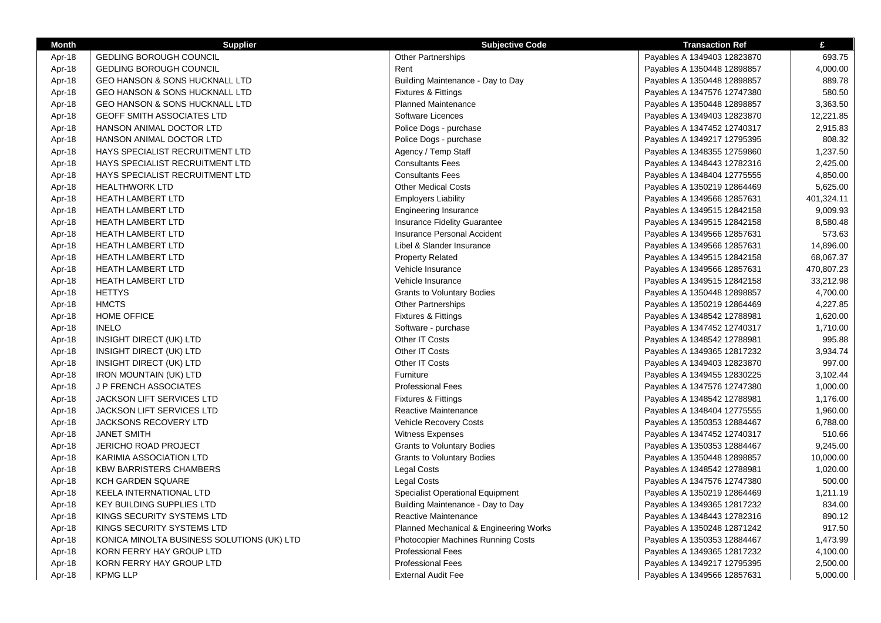| Month | Supplier | Subjective Code | Transaction Ref | £ |
|---|---|---|---|---|
| Apr-18 | GEDLING BOROUGH COUNCIL | Other Partnerships | Payables A 1349403 12823870 | 693.75 |
| Apr-18 | GEDLING BOROUGH COUNCIL | Rent | Payables A 1350448 12898857 | 4,000.00 |
| Apr-18 | GEO HANSON & SONS HUCKNALL LTD | Building Maintenance - Day to Day | Payables A 1350448 12898857 | 889.78 |
| Apr-18 | GEO HANSON & SONS HUCKNALL LTD | Fixtures & Fittings | Payables A 1347576 12747380 | 580.50 |
| Apr-18 | GEO HANSON & SONS HUCKNALL LTD | Planned Maintenance | Payables A 1350448 12898857 | 3,363.50 |
| Apr-18 | GEOFF SMITH ASSOCIATES LTD | Software Licences | Payables A 1349403 12823870 | 12,221.85 |
| Apr-18 | HANSON ANIMAL DOCTOR LTD | Police Dogs - purchase | Payables A 1347452 12740317 | 2,915.83 |
| Apr-18 | HANSON ANIMAL DOCTOR LTD | Police Dogs - purchase | Payables A 1349217 12795395 | 808.32 |
| Apr-18 | HAYS SPECIALIST RECRUITMENT LTD | Agency / Temp Staff | Payables A 1348355 12759860 | 1,237.50 |
| Apr-18 | HAYS SPECIALIST RECRUITMENT LTD | Consultants Fees | Payables A 1348443 12782316 | 2,425.00 |
| Apr-18 | HAYS SPECIALIST RECRUITMENT LTD | Consultants Fees | Payables A 1348404 12775555 | 4,850.00 |
| Apr-18 | HEALTHWORK LTD | Other Medical Costs | Payables A 1350219 12864469 | 5,625.00 |
| Apr-18 | HEATH LAMBERT LTD | Employers Liability | Payables A 1349566 12857631 | 401,324.11 |
| Apr-18 | HEATH LAMBERT LTD | Engineering Insurance | Payables A 1349515 12842158 | 9,009.93 |
| Apr-18 | HEATH LAMBERT LTD | Insurance Fidelity Guarantee | Payables A 1349515 12842158 | 8,580.48 |
| Apr-18 | HEATH LAMBERT LTD | Insurance Personal Accident | Payables A 1349566 12857631 | 573.63 |
| Apr-18 | HEATH LAMBERT LTD | Libel & Slander Insurance | Payables A 1349566 12857631 | 14,896.00 |
| Apr-18 | HEATH LAMBERT LTD | Property Related | Payables A 1349515 12842158 | 68,067.37 |
| Apr-18 | HEATH LAMBERT LTD | Vehicle Insurance | Payables A 1349566 12857631 | 470,807.23 |
| Apr-18 | HEATH LAMBERT LTD | Vehicle Insurance | Payables A 1349515 12842158 | 33,212.98 |
| Apr-18 | HETTYS | Grants to Voluntary Bodies | Payables A 1350448 12898857 | 4,700.00 |
| Apr-18 | HMCTS | Other Partnerships | Payables A 1350219 12864469 | 4,227.85 |
| Apr-18 | HOME OFFICE | Fixtures & Fittings | Payables A 1348542 12788981 | 1,620.00 |
| Apr-18 | INELO | Software - purchase | Payables A 1347452 12740317 | 1,710.00 |
| Apr-18 | INSIGHT DIRECT (UK) LTD | Other IT Costs | Payables A 1348542 12788981 | 995.88 |
| Apr-18 | INSIGHT DIRECT (UK) LTD | Other IT Costs | Payables A 1349365 12817232 | 3,934.74 |
| Apr-18 | INSIGHT DIRECT (UK) LTD | Other IT Costs | Payables A 1349403 12823870 | 997.00 |
| Apr-18 | IRON MOUNTAIN (UK) LTD | Furniture | Payables A 1349455 12830225 | 3,102.44 |
| Apr-18 | J P FRENCH ASSOCIATES | Professional Fees | Payables A 1347576 12747380 | 1,000.00 |
| Apr-18 | JACKSON LIFT SERVICES LTD | Fixtures & Fittings | Payables A 1348542 12788981 | 1,176.00 |
| Apr-18 | JACKSON LIFT SERVICES LTD | Reactive Maintenance | Payables A 1348404 12775555 | 1,960.00 |
| Apr-18 | JACKSONS RECOVERY LTD | Vehicle Recovery Costs | Payables A 1350353 12884467 | 6,788.00 |
| Apr-18 | JANET SMITH | Witness Expenses | Payables A 1347452 12740317 | 510.66 |
| Apr-18 | JERICHO ROAD PROJECT | Grants to Voluntary Bodies | Payables A 1350353 12884467 | 9,245.00 |
| Apr-18 | KARIMIA ASSOCIATION LTD | Grants to Voluntary Bodies | Payables A 1350448 12898857 | 10,000.00 |
| Apr-18 | KBW BARRISTERS CHAMBERS | Legal Costs | Payables A 1348542 12788981 | 1,020.00 |
| Apr-18 | KCH GARDEN SQUARE | Legal Costs | Payables A 1347576 12747380 | 500.00 |
| Apr-18 | KEELA INTERNATIONAL LTD | Specialist Operational Equipment | Payables A 1350219 12864469 | 1,211.19 |
| Apr-18 | KEY BUILDING SUPPLIES LTD | Building Maintenance - Day to Day | Payables A 1349365 12817232 | 834.00 |
| Apr-18 | KINGS SECURITY SYSTEMS LTD | Reactive Maintenance | Payables A 1348443 12782316 | 890.12 |
| Apr-18 | KINGS SECURITY SYSTEMS LTD | Planned Mechanical & Engineering Works | Payables A 1350248 12871242 | 917.50 |
| Apr-18 | KONICA MINOLTA BUSINESS SOLUTIONS (UK) LTD | Photocopier Machines Running Costs | Payables A 1350353 12884467 | 1,473.99 |
| Apr-18 | KORN FERRY HAY GROUP LTD | Professional Fees | Payables A 1349365 12817232 | 4,100.00 |
| Apr-18 | KORN FERRY HAY GROUP LTD | Professional Fees | Payables A 1349217 12795395 | 2,500.00 |
| Apr-18 | KPMG LLP | External Audit Fee | Payables A 1349566 12857631 | 5,000.00 |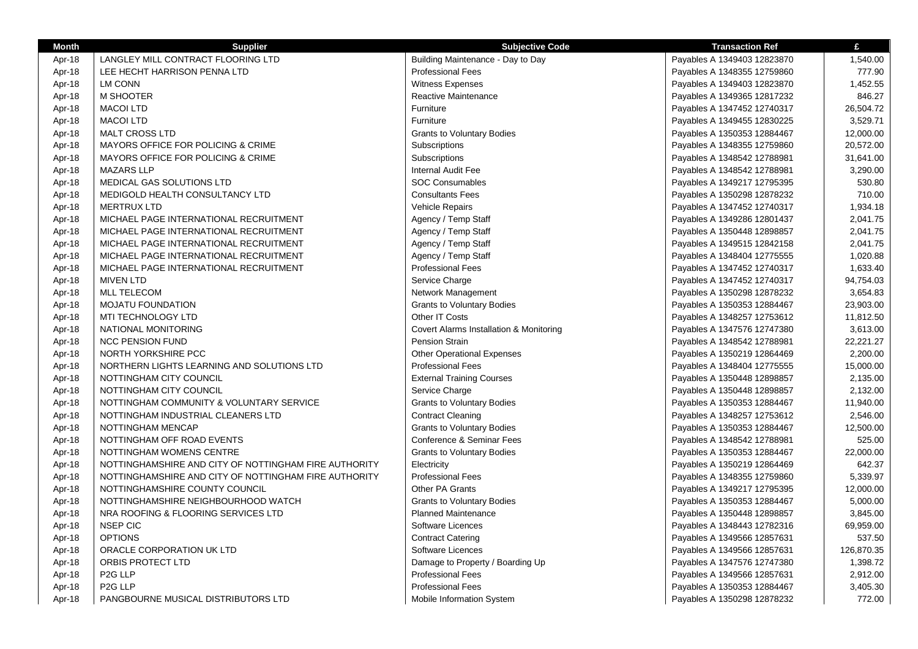| Month | Supplier | Subjective Code | Transaction Ref | £ |
|---|---|---|---|---|
| Apr-18 | LANGLEY MILL CONTRACT FLOORING LTD | Building Maintenance - Day to Day | Payables A 1349403 12823870 | 1,540.00 |
| Apr-18 | LEE HECHT HARRISON PENNA LTD | Professional Fees | Payables A 1348355 12759860 | 777.90 |
| Apr-18 | LM CONN | Witness Expenses | Payables A 1349403 12823870 | 1,452.55 |
| Apr-18 | M SHOOTER | Reactive Maintenance | Payables A 1349365 12817232 | 846.27 |
| Apr-18 | MACOI LTD | Furniture | Payables A 1347452 12740317 | 26,504.72 |
| Apr-18 | MACOI LTD | Furniture | Payables A 1349455 12830225 | 3,529.71 |
| Apr-18 | MALT CROSS LTD | Grants to Voluntary Bodies | Payables A 1350353 12884467 | 12,000.00 |
| Apr-18 | MAYORS OFFICE FOR POLICING & CRIME | Subscriptions | Payables A 1348355 12759860 | 20,572.00 |
| Apr-18 | MAYORS OFFICE FOR POLICING & CRIME | Subscriptions | Payables A 1348542 12788981 | 31,641.00 |
| Apr-18 | MAZARS LLP | Internal Audit Fee | Payables A 1348542 12788981 | 3,290.00 |
| Apr-18 | MEDICAL GAS SOLUTIONS LTD | SOC Consumables | Payables A 1349217 12795395 | 530.80 |
| Apr-18 | MEDIGOLD HEALTH CONSULTANCY LTD | Consultants Fees | Payables A 1350298 12878232 | 710.00 |
| Apr-18 | MERTRUX LTD | Vehicle Repairs | Payables A 1347452 12740317 | 1,934.18 |
| Apr-18 | MICHAEL PAGE INTERNATIONAL RECRUITMENT | Agency / Temp Staff | Payables A 1349286 12801437 | 2,041.75 |
| Apr-18 | MICHAEL PAGE INTERNATIONAL RECRUITMENT | Agency / Temp Staff | Payables A 1350448 12898857 | 2,041.75 |
| Apr-18 | MICHAEL PAGE INTERNATIONAL RECRUITMENT | Agency / Temp Staff | Payables A 1349515 12842158 | 2,041.75 |
| Apr-18 | MICHAEL PAGE INTERNATIONAL RECRUITMENT | Agency / Temp Staff | Payables A 1348404 12775555 | 1,020.88 |
| Apr-18 | MICHAEL PAGE INTERNATIONAL RECRUITMENT | Professional Fees | Payables A 1347452 12740317 | 1,633.40 |
| Apr-18 | MIVEN LTD | Service Charge | Payables A 1347452 12740317 | 94,754.03 |
| Apr-18 | MLL TELECOM | Network Management | Payables A 1350298 12878232 | 3,654.83 |
| Apr-18 | MOJATU FOUNDATION | Grants to Voluntary Bodies | Payables A 1350353 12884467 | 23,903.00 |
| Apr-18 | MTI TECHNOLOGY LTD | Other IT Costs | Payables A 1348257 12753612 | 11,812.50 |
| Apr-18 | NATIONAL MONITORING | Covert Alarms Installation & Monitoring | Payables A 1347576 12747380 | 3,613.00 |
| Apr-18 | NCC PENSION FUND | Pension Strain | Payables A 1348542 12788981 | 22,221.27 |
| Apr-18 | NORTH YORKSHIRE PCC | Other Operational Expenses | Payables A 1350219 12864469 | 2,200.00 |
| Apr-18 | NORTHERN LIGHTS LEARNING AND SOLUTIONS LTD | Professional Fees | Payables A 1348404 12775555 | 15,000.00 |
| Apr-18 | NOTTINGHAM CITY COUNCIL | External Training Courses | Payables A 1350448 12898857 | 2,135.00 |
| Apr-18 | NOTTINGHAM CITY COUNCIL | Service Charge | Payables A 1350448 12898857 | 2,132.00 |
| Apr-18 | NOTTINGHAM COMMUNITY & VOLUNTARY SERVICE | Grants to Voluntary Bodies | Payables A 1350353 12884467 | 11,940.00 |
| Apr-18 | NOTTINGHAM INDUSTRIAL CLEANERS LTD | Contract Cleaning | Payables A 1348257 12753612 | 2,546.00 |
| Apr-18 | NOTTINGHAM MENCAP | Grants to Voluntary Bodies | Payables A 1350353 12884467 | 12,500.00 |
| Apr-18 | NOTTINGHAM OFF ROAD EVENTS | Conference & Seminar Fees | Payables A 1348542 12788981 | 525.00 |
| Apr-18 | NOTTINGHAM WOMENS CENTRE | Grants to Voluntary Bodies | Payables A 1350353 12884467 | 22,000.00 |
| Apr-18 | NOTTINGHAMSHIRE AND CITY OF NOTTINGHAM FIRE AUTHORITY | Electricity | Payables A 1350219 12864469 | 642.37 |
| Apr-18 | NOTTINGHAMSHIRE AND CITY OF NOTTINGHAM FIRE AUTHORITY | Professional Fees | Payables A 1348355 12759860 | 5,339.97 |
| Apr-18 | NOTTINGHAMSHIRE COUNTY COUNCIL | Other PA Grants | Payables A 1349217 12795395 | 12,000.00 |
| Apr-18 | NOTTINGHAMSHIRE NEIGHBOURHOOD WATCH | Grants to Voluntary Bodies | Payables A 1350353 12884467 | 5,000.00 |
| Apr-18 | NRA ROOFING & FLOORING SERVICES LTD | Planned Maintenance | Payables A 1350448 12898857 | 3,845.00 |
| Apr-18 | NSEP CIC | Software Licences | Payables A 1348443 12782316 | 69,959.00 |
| Apr-18 | OPTIONS | Contract Catering | Payables A 1349566 12857631 | 537.50 |
| Apr-18 | ORACLE CORPORATION UK LTD | Software Licences | Payables A 1349566 12857631 | 126,870.35 |
| Apr-18 | ORBIS PROTECT LTD | Damage to Property / Boarding Up | Payables A 1347576 12747380 | 1,398.72 |
| Apr-18 | P2G LLP | Professional Fees | Payables A 1349566 12857631 | 2,912.00 |
| Apr-18 | P2G LLP | Professional Fees | Payables A 1350353 12884467 | 3,405.30 |
| Apr-18 | PANGBOURNE MUSICAL DISTRIBUTORS LTD | Mobile Information System | Payables A 1350298 12878232 | 772.00 |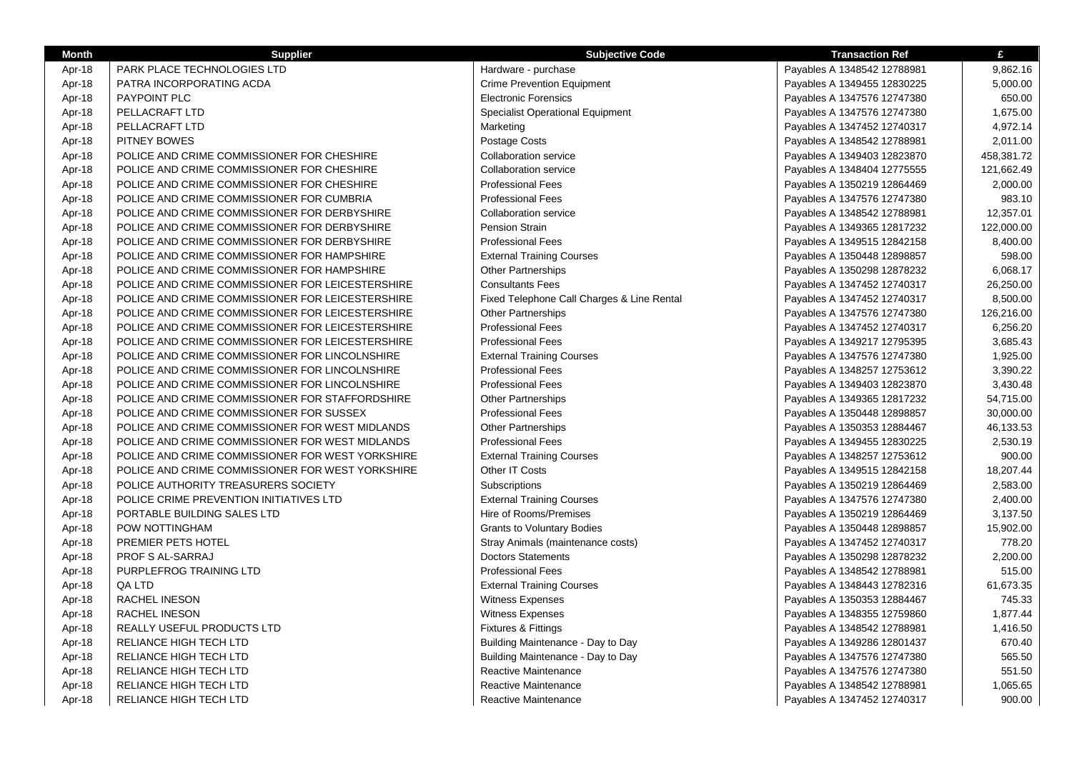| Month | Supplier | Subjective Code | Transaction Ref | £ |
|---|---|---|---|---|
| Apr-18 | PARK PLACE TECHNOLOGIES LTD | Hardware - purchase | Payables A 1348542 12788981 | 9,862.16 |
| Apr-18 | PATRA INCORPORATING ACDA | Crime Prevention Equipment | Payables A 1349455 12830225 | 5,000.00 |
| Apr-18 | PAYPOINT PLC | Electronic Forensics | Payables A 1347576 12747380 | 650.00 |
| Apr-18 | PELLACRAFT LTD | Specialist Operational Equipment | Payables A 1347576 12747380 | 1,675.00 |
| Apr-18 | PELLACRAFT LTD | Marketing | Payables A 1347452 12740317 | 4,972.14 |
| Apr-18 | PITNEY BOWES | Postage Costs | Payables A 1348542 12788981 | 2,011.00 |
| Apr-18 | POLICE AND CRIME COMMISSIONER FOR CHESHIRE | Collaboration service | Payables A 1349403 12823870 | 458,381.72 |
| Apr-18 | POLICE AND CRIME COMMISSIONER FOR CHESHIRE | Collaboration service | Payables A 1348404 12775555 | 121,662.49 |
| Apr-18 | POLICE AND CRIME COMMISSIONER FOR CHESHIRE | Professional Fees | Payables A 1350219 12864469 | 2,000.00 |
| Apr-18 | POLICE AND CRIME COMMISSIONER FOR CUMBRIA | Professional Fees | Payables A 1347576 12747380 | 983.10 |
| Apr-18 | POLICE AND CRIME COMMISSIONER FOR DERBYSHIRE | Collaboration service | Payables A 1348542 12788981 | 12,357.01 |
| Apr-18 | POLICE AND CRIME COMMISSIONER FOR DERBYSHIRE | Pension Strain | Payables A 1349365 12817232 | 122,000.00 |
| Apr-18 | POLICE AND CRIME COMMISSIONER FOR DERBYSHIRE | Professional Fees | Payables A 1349515 12842158 | 8,400.00 |
| Apr-18 | POLICE AND CRIME COMMISSIONER FOR HAMPSHIRE | External Training Courses | Payables A 1350448 12898857 | 598.00 |
| Apr-18 | POLICE AND CRIME COMMISSIONER FOR HAMPSHIRE | Other Partnerships | Payables A 1350298 12878232 | 6,068.17 |
| Apr-18 | POLICE AND CRIME COMMISSIONER FOR LEICESTERSHIRE | Consultants Fees | Payables A 1347452 12740317 | 26,250.00 |
| Apr-18 | POLICE AND CRIME COMMISSIONER FOR LEICESTERSHIRE | Fixed Telephone Call Charges & Line Rental | Payables A 1347452 12740317 | 8,500.00 |
| Apr-18 | POLICE AND CRIME COMMISSIONER FOR LEICESTERSHIRE | Other Partnerships | Payables A 1347576 12747380 | 126,216.00 |
| Apr-18 | POLICE AND CRIME COMMISSIONER FOR LEICESTERSHIRE | Professional Fees | Payables A 1347452 12740317 | 6,256.20 |
| Apr-18 | POLICE AND CRIME COMMISSIONER FOR LEICESTERSHIRE | Professional Fees | Payables A 1349217 12795395 | 3,685.43 |
| Apr-18 | POLICE AND CRIME COMMISSIONER FOR LINCOLNSHIRE | External Training Courses | Payables A 1347576 12747380 | 1,925.00 |
| Apr-18 | POLICE AND CRIME COMMISSIONER FOR LINCOLNSHIRE | Professional Fees | Payables A 1348257 12753612 | 3,390.22 |
| Apr-18 | POLICE AND CRIME COMMISSIONER FOR LINCOLNSHIRE | Professional Fees | Payables A 1349403 12823870 | 3,430.48 |
| Apr-18 | POLICE AND CRIME COMMISSIONER FOR STAFFORDSHIRE | Other Partnerships | Payables A 1349365 12817232 | 54,715.00 |
| Apr-18 | POLICE AND CRIME COMMISSIONER FOR SUSSEX | Professional Fees | Payables A 1350448 12898857 | 30,000.00 |
| Apr-18 | POLICE AND CRIME COMMISSIONER FOR WEST MIDLANDS | Other Partnerships | Payables A 1350353 12884467 | 46,133.53 |
| Apr-18 | POLICE AND CRIME COMMISSIONER FOR WEST MIDLANDS | Professional Fees | Payables A 1349455 12830225 | 2,530.19 |
| Apr-18 | POLICE AND CRIME COMMISSIONER FOR WEST YORKSHIRE | External Training Courses | Payables A 1348257 12753612 | 900.00 |
| Apr-18 | POLICE AND CRIME COMMISSIONER FOR WEST YORKSHIRE | Other IT Costs | Payables A 1349515 12842158 | 18,207.44 |
| Apr-18 | POLICE AUTHORITY TREASURERS SOCIETY | Subscriptions | Payables A 1350219 12864469 | 2,583.00 |
| Apr-18 | POLICE CRIME PREVENTION INITIATIVES LTD | External Training Courses | Payables A 1347576 12747380 | 2,400.00 |
| Apr-18 | PORTABLE BUILDING SALES LTD | Hire of Rooms/Premises | Payables A 1350219 12864469 | 3,137.50 |
| Apr-18 | POW NOTTINGHAM | Grants to Voluntary Bodies | Payables A 1350448 12898857 | 15,902.00 |
| Apr-18 | PREMIER PETS HOTEL | Stray Animals (maintenance costs) | Payables A 1347452 12740317 | 778.20 |
| Apr-18 | PROF S AL-SARRAJ | Doctors Statements | Payables A 1350298 12878232 | 2,200.00 |
| Apr-18 | PURPLEFROG TRAINING LTD | Professional Fees | Payables A 1348542 12788981 | 515.00 |
| Apr-18 | QA LTD | External Training Courses | Payables A 1348443 12782316 | 61,673.35 |
| Apr-18 | RACHEL INESON | Witness Expenses | Payables A 1350353 12884467 | 745.33 |
| Apr-18 | RACHEL INESON | Witness Expenses | Payables A 1348355 12759860 | 1,877.44 |
| Apr-18 | REALLY USEFUL PRODUCTS LTD | Fixtures & Fittings | Payables A 1348542 12788981 | 1,416.50 |
| Apr-18 | RELIANCE HIGH TECH LTD | Building Maintenance - Day to Day | Payables A 1349286 12801437 | 670.40 |
| Apr-18 | RELIANCE HIGH TECH LTD | Building Maintenance - Day to Day | Payables A 1347576 12747380 | 565.50 |
| Apr-18 | RELIANCE HIGH TECH LTD | Reactive Maintenance | Payables A 1347576 12747380 | 551.50 |
| Apr-18 | RELIANCE HIGH TECH LTD | Reactive Maintenance | Payables A 1348542 12788981 | 1,065.65 |
| Apr-18 | RELIANCE HIGH TECH LTD | Reactive Maintenance | Payables A 1347452 12740317 | 900.00 |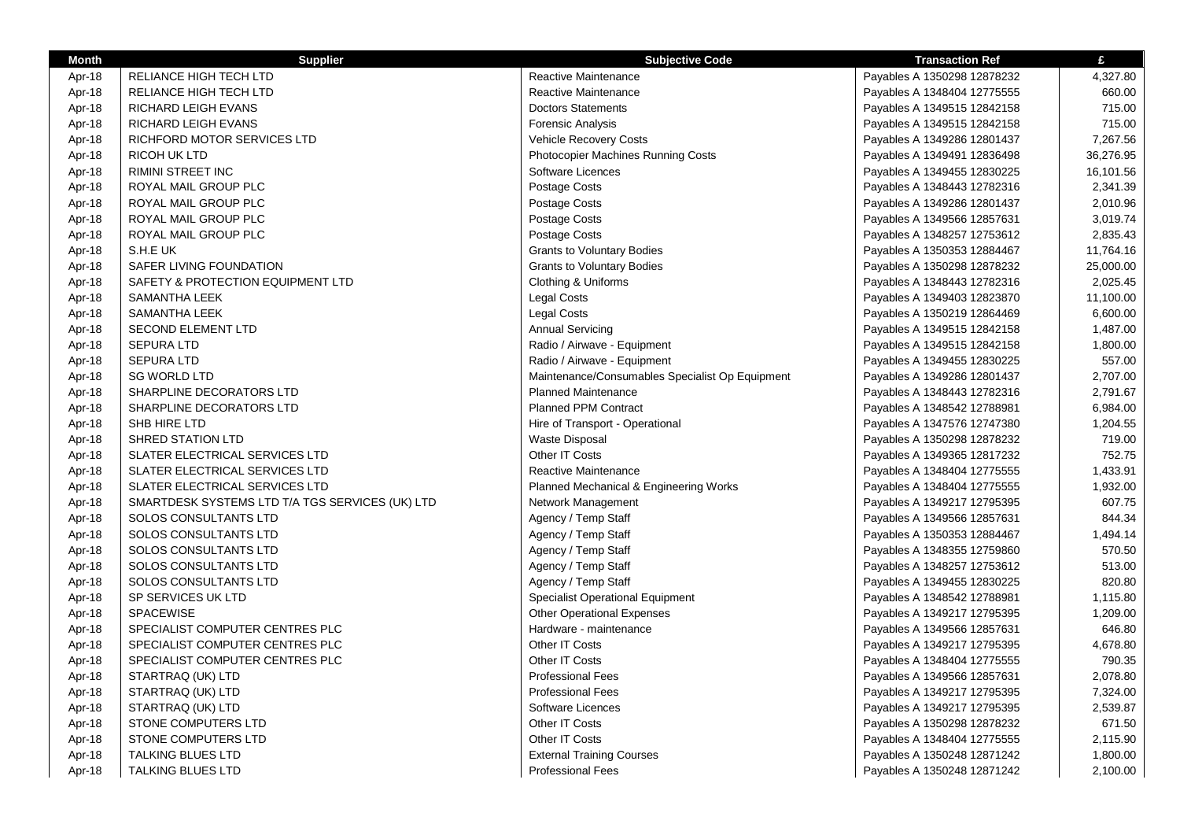| Month | Supplier | Subjective Code | Transaction Ref | £ |
|---|---|---|---|---|
| Apr-18 | RELIANCE HIGH TECH LTD | Reactive Maintenance | Payables A 1350298 12878232 | 4,327.80 |
| Apr-18 | RELIANCE HIGH TECH LTD | Reactive Maintenance | Payables A 1348404 12775555 | 660.00 |
| Apr-18 | RICHARD LEIGH EVANS | Doctors Statements | Payables A 1349515 12842158 | 715.00 |
| Apr-18 | RICHARD LEIGH EVANS | Forensic Analysis | Payables A 1349515 12842158 | 715.00 |
| Apr-18 | RICHFORD MOTOR SERVICES LTD | Vehicle Recovery Costs | Payables A 1349286 12801437 | 7,267.56 |
| Apr-18 | RICOH UK LTD | Photocopier Machines Running Costs | Payables A 1349491 12836498 | 36,276.95 |
| Apr-18 | RIMINI STREET INC | Software Licences | Payables A 1349455 12830225 | 16,101.56 |
| Apr-18 | ROYAL MAIL GROUP PLC | Postage Costs | Payables A 1348443 12782316 | 2,341.39 |
| Apr-18 | ROYAL MAIL GROUP PLC | Postage Costs | Payables A 1349286 12801437 | 2,010.96 |
| Apr-18 | ROYAL MAIL GROUP PLC | Postage Costs | Payables A 1349566 12857631 | 3,019.74 |
| Apr-18 | ROYAL MAIL GROUP PLC | Postage Costs | Payables A 1348257 12753612 | 2,835.43 |
| Apr-18 | S.H.E UK | Grants to Voluntary Bodies | Payables A 1350353 12884467 | 11,764.16 |
| Apr-18 | SAFER LIVING FOUNDATION | Grants to Voluntary Bodies | Payables A 1350298 12878232 | 25,000.00 |
| Apr-18 | SAFETY & PROTECTION EQUIPMENT LTD | Clothing & Uniforms | Payables A 1348443 12782316 | 2,025.45 |
| Apr-18 | SAMANTHA LEEK | Legal Costs | Payables A 1349403 12823870 | 11,100.00 |
| Apr-18 | SAMANTHA LEEK | Legal Costs | Payables A 1350219 12864469 | 6,600.00 |
| Apr-18 | SECOND ELEMENT LTD | Annual Servicing | Payables A 1349515 12842158 | 1,487.00 |
| Apr-18 | SEPURA LTD | Radio / Airwave - Equipment | Payables A 1349515 12842158 | 1,800.00 |
| Apr-18 | SEPURA LTD | Radio / Airwave - Equipment | Payables A 1349455 12830225 | 557.00 |
| Apr-18 | SG WORLD LTD | Maintenance/Consumables Specialist Op Equipment | Payables A 1349286 12801437 | 2,707.00 |
| Apr-18 | SHARPLINE DECORATORS LTD | Planned Maintenance | Payables A 1348443 12782316 | 2,791.67 |
| Apr-18 | SHARPLINE DECORATORS LTD | Planned PPM Contract | Payables A 1348542 12788981 | 6,984.00 |
| Apr-18 | SHB HIRE LTD | Hire of Transport - Operational | Payables A 1347576 12747380 | 1,204.55 |
| Apr-18 | SHRED STATION LTD | Waste Disposal | Payables A 1350298 12878232 | 719.00 |
| Apr-18 | SLATER ELECTRICAL SERVICES LTD | Other IT Costs | Payables A 1349365 12817232 | 752.75 |
| Apr-18 | SLATER ELECTRICAL SERVICES LTD | Reactive Maintenance | Payables A 1348404 12775555 | 1,433.91 |
| Apr-18 | SLATER ELECTRICAL SERVICES LTD | Planned Mechanical & Engineering Works | Payables A 1348404 12775555 | 1,932.00 |
| Apr-18 | SMARTDESK SYSTEMS LTD T/A TGS SERVICES (UK) LTD | Network Management | Payables A 1349217 12795395 | 607.75 |
| Apr-18 | SOLOS CONSULTANTS LTD | Agency / Temp Staff | Payables A 1349566 12857631 | 844.34 |
| Apr-18 | SOLOS CONSULTANTS LTD | Agency / Temp Staff | Payables A 1350353 12884467 | 1,494.14 |
| Apr-18 | SOLOS CONSULTANTS LTD | Agency / Temp Staff | Payables A 1348355 12759860 | 570.50 |
| Apr-18 | SOLOS CONSULTANTS LTD | Agency / Temp Staff | Payables A 1348257 12753612 | 513.00 |
| Apr-18 | SOLOS CONSULTANTS LTD | Agency / Temp Staff | Payables A 1349455 12830225 | 820.80 |
| Apr-18 | SP SERVICES UK LTD | Specialist Operational Equipment | Payables A 1348542 12788981 | 1,115.80 |
| Apr-18 | SPACEWISE | Other Operational Expenses | Payables A 1349217 12795395 | 1,209.00 |
| Apr-18 | SPECIALIST COMPUTER CENTRES PLC | Hardware - maintenance | Payables A 1349566 12857631 | 646.80 |
| Apr-18 | SPECIALIST COMPUTER CENTRES PLC | Other IT Costs | Payables A 1349217 12795395 | 4,678.80 |
| Apr-18 | SPECIALIST COMPUTER CENTRES PLC | Other IT Costs | Payables A 1348404 12775555 | 790.35 |
| Apr-18 | STARTRAQ (UK) LTD | Professional Fees | Payables A 1349566 12857631 | 2,078.80 |
| Apr-18 | STARTRAQ (UK) LTD | Professional Fees | Payables A 1349217 12795395 | 7,324.00 |
| Apr-18 | STARTRAQ (UK) LTD | Software Licences | Payables A 1349217 12795395 | 2,539.87 |
| Apr-18 | STONE COMPUTERS LTD | Other IT Costs | Payables A 1350298 12878232 | 671.50 |
| Apr-18 | STONE COMPUTERS LTD | Other IT Costs | Payables A 1348404 12775555 | 2,115.90 |
| Apr-18 | TALKING BLUES LTD | External Training Courses | Payables A 1350248 12871242 | 1,800.00 |
| Apr-18 | TALKING BLUES LTD | Professional Fees | Payables A 1350248 12871242 | 2,100.00 |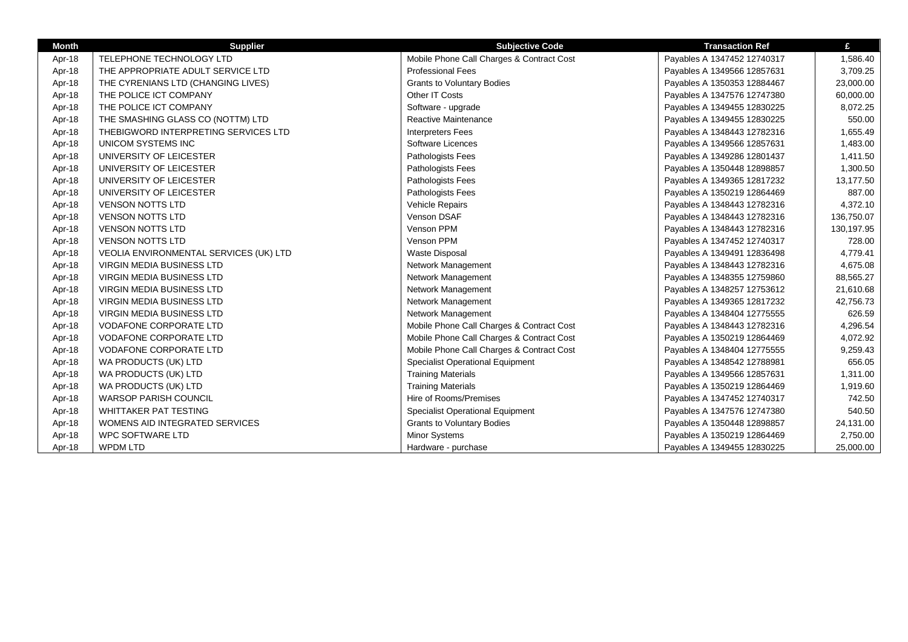| Month | Supplier | Subjective Code | Transaction Ref | £ |
|---|---|---|---|---|
| Apr-18 | TELEPHONE TECHNOLOGY LTD | Mobile Phone Call Charges & Contract Cost | Payables A 1347452 12740317 | 1,586.40 |
| Apr-18 | THE APPROPRIATE ADULT SERVICE LTD | Professional Fees | Payables A 1349566 12857631 | 3,709.25 |
| Apr-18 | THE CYRENIANS LTD (CHANGING LIVES) | Grants to Voluntary Bodies | Payables A 1350353 12884467 | 23,000.00 |
| Apr-18 | THE POLICE ICT COMPANY | Other IT Costs | Payables A 1347576 12747380 | 60,000.00 |
| Apr-18 | THE POLICE ICT COMPANY | Software - upgrade | Payables A 1349455 12830225 | 8,072.25 |
| Apr-18 | THE SMASHING GLASS CO (NOTTM) LTD | Reactive Maintenance | Payables A 1349455 12830225 | 550.00 |
| Apr-18 | THEBIGWORD INTERPRETING SERVICES LTD | Interpreters Fees | Payables A 1348443 12782316 | 1,655.49 |
| Apr-18 | UNICOM SYSTEMS INC | Software Licences | Payables A 1349566 12857631 | 1,483.00 |
| Apr-18 | UNIVERSITY OF LEICESTER | Pathologists Fees | Payables A 1349286 12801437 | 1,411.50 |
| Apr-18 | UNIVERSITY OF LEICESTER | Pathologists Fees | Payables A 1350448 12898857 | 1,300.50 |
| Apr-18 | UNIVERSITY OF LEICESTER | Pathologists Fees | Payables A 1349365 12817232 | 13,177.50 |
| Apr-18 | UNIVERSITY OF LEICESTER | Pathologists Fees | Payables A 1350219 12864469 | 887.00 |
| Apr-18 | VENSON NOTTS LTD | Vehicle Repairs | Payables A 1348443 12782316 | 4,372.10 |
| Apr-18 | VENSON NOTTS LTD | Venson DSAF | Payables A 1348443 12782316 | 136,750.07 |
| Apr-18 | VENSON NOTTS LTD | Venson PPM | Payables A 1348443 12782316 | 130,197.95 |
| Apr-18 | VENSON NOTTS LTD | Venson PPM | Payables A 1347452 12740317 | 728.00 |
| Apr-18 | VEOLIA ENVIRONMENTAL SERVICES (UK) LTD | Waste Disposal | Payables A 1349491 12836498 | 4,779.41 |
| Apr-18 | VIRGIN MEDIA BUSINESS LTD | Network Management | Payables A 1348443 12782316 | 4,675.08 |
| Apr-18 | VIRGIN MEDIA BUSINESS LTD | Network Management | Payables A 1348355 12759860 | 88,565.27 |
| Apr-18 | VIRGIN MEDIA BUSINESS LTD | Network Management | Payables A 1348257 12753612 | 21,610.68 |
| Apr-18 | VIRGIN MEDIA BUSINESS LTD | Network Management | Payables A 1349365 12817232 | 42,756.73 |
| Apr-18 | VIRGIN MEDIA BUSINESS LTD | Network Management | Payables A 1348404 12775555 | 626.59 |
| Apr-18 | VODAFONE CORPORATE LTD | Mobile Phone Call Charges & Contract Cost | Payables A 1348443 12782316 | 4,296.54 |
| Apr-18 | VODAFONE CORPORATE LTD | Mobile Phone Call Charges & Contract Cost | Payables A 1350219 12864469 | 4,072.92 |
| Apr-18 | VODAFONE CORPORATE LTD | Mobile Phone Call Charges & Contract Cost | Payables A 1348404 12775555 | 9,259.43 |
| Apr-18 | WA PRODUCTS (UK) LTD | Specialist Operational Equipment | Payables A 1348542 12788981 | 656.05 |
| Apr-18 | WA PRODUCTS (UK) LTD | Training Materials | Payables A 1349566 12857631 | 1,311.00 |
| Apr-18 | WA PRODUCTS (UK) LTD | Training Materials | Payables A 1350219 12864469 | 1,919.60 |
| Apr-18 | WARSOP PARISH COUNCIL | Hire of Rooms/Premises | Payables A 1347452 12740317 | 742.50 |
| Apr-18 | WHITTAKER PAT TESTING | Specialist Operational Equipment | Payables A 1347576 12747380 | 540.50 |
| Apr-18 | WOMENS AID INTEGRATED SERVICES | Grants to Voluntary Bodies | Payables A 1350448 12898857 | 24,131.00 |
| Apr-18 | WPC SOFTWARE LTD | Minor Systems | Payables A 1350219 12864469 | 2,750.00 |
| Apr-18 | WPDM LTD | Hardware - purchase | Payables A 1349455 12830225 | 25,000.00 |